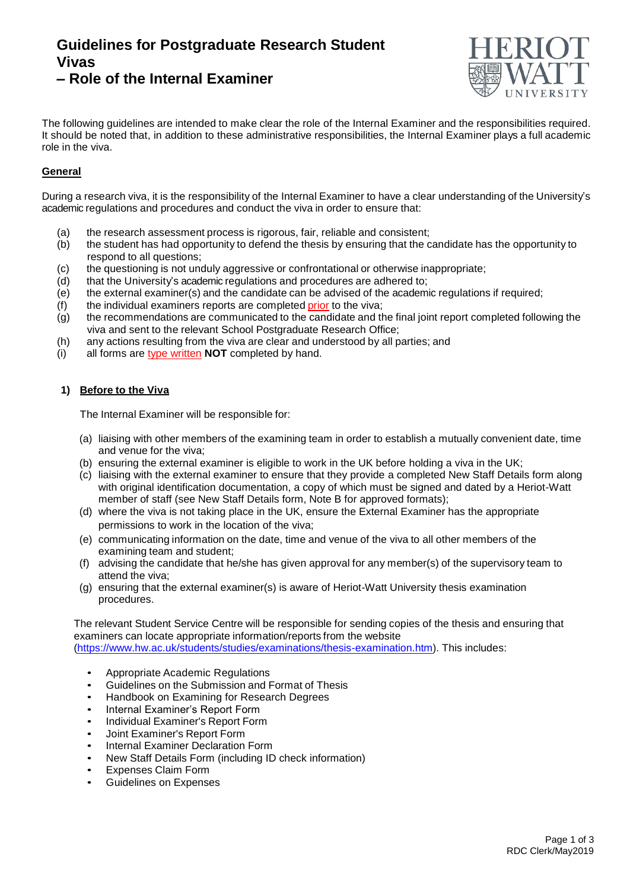# Guidelines for Postgraduate Research Student Vivas – Role of the Internal Examiner

The following guidelines are intended to make clear the role of the Internal Examiner and the responsibilities required. It should be noted that, in addition to these administrative responsibilities, the Internal Examiner plays a full academic role in the viva.

## General

During a research viva, it is the responsibility of the Internal Examiner to have a clear understanding of the University's academic regulations and procedures and conduct the viva in order to ensure that:

(a) the research assessment process is rigorous, fair, reliable and consistent;
(b) the student has had opportunity to defend the thesis by ensuring that the candidate has the opportunity to respond to all questions;
(c) the questioning is not unduly aggressive or confrontational or otherwise inappropriate;
(d) that the University's academic regulations and procedures are adhered to;
(e) the external examiner(s) and the candidate can be advised of the academic regulations if required;
(f) the individual examiners reports are completed prior to the viva;
(g) the recommendations are communicated to the candidate and the final joint report completed following the viva and sent to the relevant School Postgraduate Research Office;
(h) any actions resulting from the viva are clear and understood by all parties; and
(i) all forms are type written **NOT** completed by hand.

### 1) Before to the Viva

The Internal Examiner will be responsible for:

(a) liaising with other members of the examining team in order to establish a mutually convenient date, time and venue for the viva;
(b) ensuring the external examiner is eligible to work in the UK before holding a viva in the UK;
(c) liaising with the external examiner to ensure that they provide a completed New Staff Details form along with original identification documentation, a copy of which must be signed and dated by a Heriot-Watt member of staff (see New Staff Details form, Note B for approved formats);
(d) where the viva is not taking place in the UK, ensure the External Examiner has the appropriate permissions to work in the location of the viva;
(e) communicating information on the date, time and venue of the viva to all other members of the examining team and student;
(f) advising the candidate that he/she has given approval for any member(s) of the supervisory team to attend the viva;
(g) ensuring that the external examiner(s) is aware of Heriot-Watt University thesis examination procedures.

The relevant Student Service Centre will be responsible for sending copies of the thesis and ensuring that examiners can locate appropriate information/reports from the website (https://www.hw.ac.uk/students/studies/examinations/thesis-examination.htm). This includes:

- Appropriate Academic Regulations
- Guidelines on the Submission and Format of Thesis
- Handbook on Examining for Research Degrees
- Internal Examiner's Report Form
- Individual Examiner's Report Form
- Joint Examiner's Report Form
- Internal Examiner Declaration Form
- New Staff Details Form (including ID check information)
- Expenses Claim Form
- Guidelines on Expenses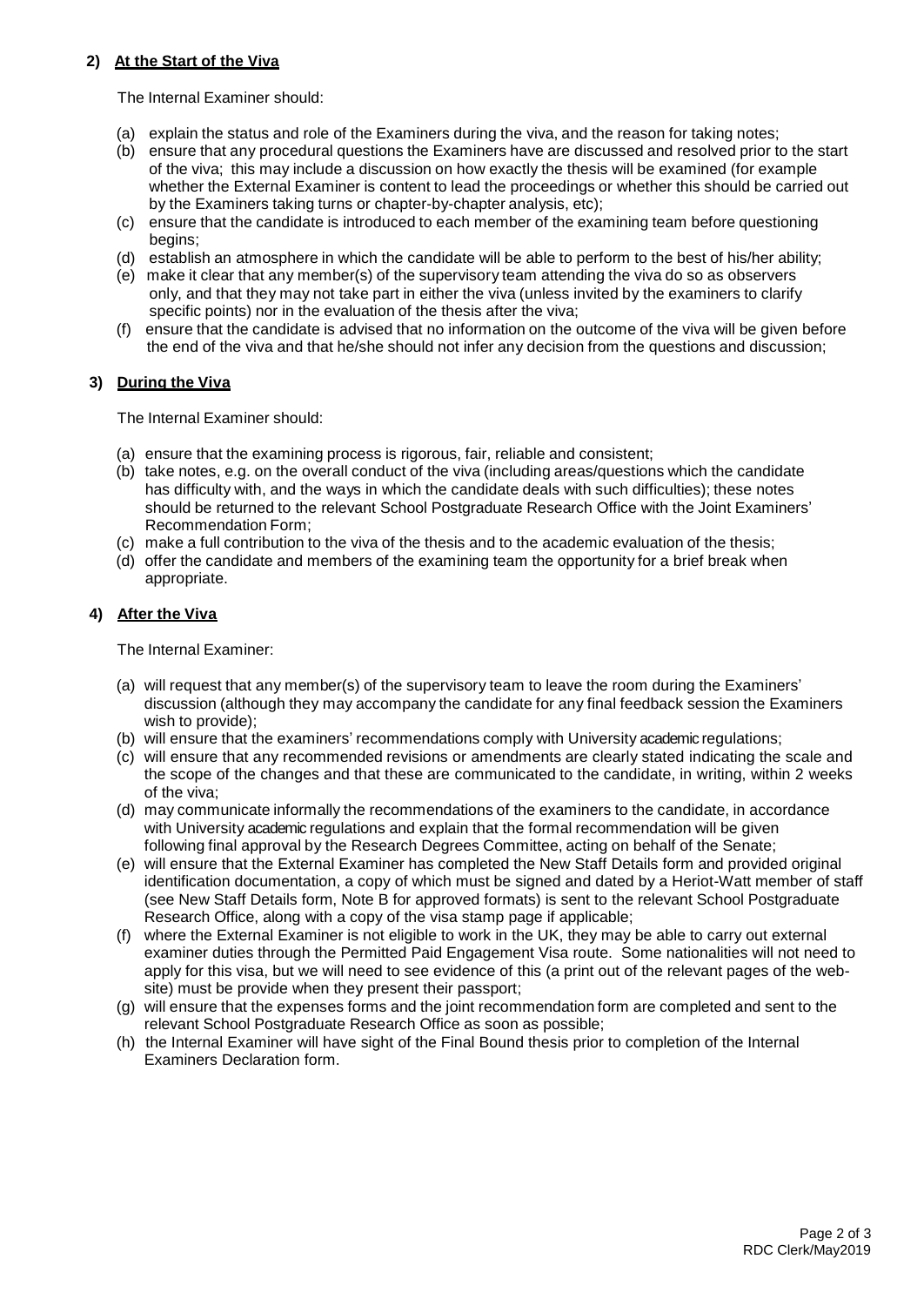## 2) At the Start of the Viva

The Internal Examiner should:

(a) explain the status and role of the Examiners during the viva, and the reason for taking notes;
(b) ensure that any procedural questions the Examiners have are discussed and resolved prior to the start of the viva; this may include a discussion on how exactly the thesis will be examined (for example whether the External Examiner is content to lead the proceedings or whether this should be carried out by the Examiners taking turns or chapter-by-chapter analysis, etc);
(c) ensure that the candidate is introduced to each member of the examining team before questioning begins;
(d) establish an atmosphere in which the candidate will be able to perform to the best of his/her ability;
(e) make it clear that any member(s) of the supervisory team attending the viva do so as observers only, and that they may not take part in either the viva (unless invited by the examiners to clarify specific points) nor in the evaluation of the thesis after the viva;
(f) ensure that the candidate is advised that no information on the outcome of the viva will be given before the end of the viva and that he/she should not infer any decision from the questions and discussion;

## 3) During the Viva

The Internal Examiner should:

(a) ensure that the examining process is rigorous, fair, reliable and consistent;
(b) take notes, e.g. on the overall conduct of the viva (including areas/questions which the candidate has difficulty with, and the ways in which the candidate deals with such difficulties); these notes should be returned to the relevant School Postgraduate Research Office with the Joint Examiners' Recommendation Form;
(c) make a full contribution to the viva of the thesis and to the academic evaluation of the thesis;
(d) offer the candidate and members of the examining team the opportunity for a brief break when appropriate.

## 4) After the Viva

The Internal Examiner:

(a) will request that any member(s) of the supervisory team to leave the room during the Examiners' discussion (although they may accompany the candidate for any final feedback session the Examiners wish to provide);
(b) will ensure that the examiners' recommendations comply with University academic regulations;
(c) will ensure that any recommended revisions or amendments are clearly stated indicating the scale and the scope of the changes and that these are communicated to the candidate, in writing, within 2 weeks of the viva;
(d) may communicate informally the recommendations of the examiners to the candidate, in accordance with University academic regulations and explain that the formal recommendation will be given following final approval by the Research Degrees Committee, acting on behalf of the Senate;
(e) will ensure that the External Examiner has completed the New Staff Details form and provided original identification documentation, a copy of which must be signed and dated by a Heriot-Watt member of staff (see New Staff Details form, Note B for approved formats) is sent to the relevant School Postgraduate Research Office, along with a copy of the visa stamp page if applicable;
(f) where the External Examiner is not eligible to work in the UK, they may be able to carry out external examiner duties through the Permitted Paid Engagement Visa route. Some nationalities will not need to apply for this visa, but we will need to see evidence of this (a print out of the relevant pages of the web-site) must be provide when they present their passport;
(g) will ensure that the expenses forms and the joint recommendation form are completed and sent to the relevant School Postgraduate Research Office as soon as possible;
(h) the Internal Examiner will have sight of the Final Bound thesis prior to completion of the Internal Examiners Declaration form.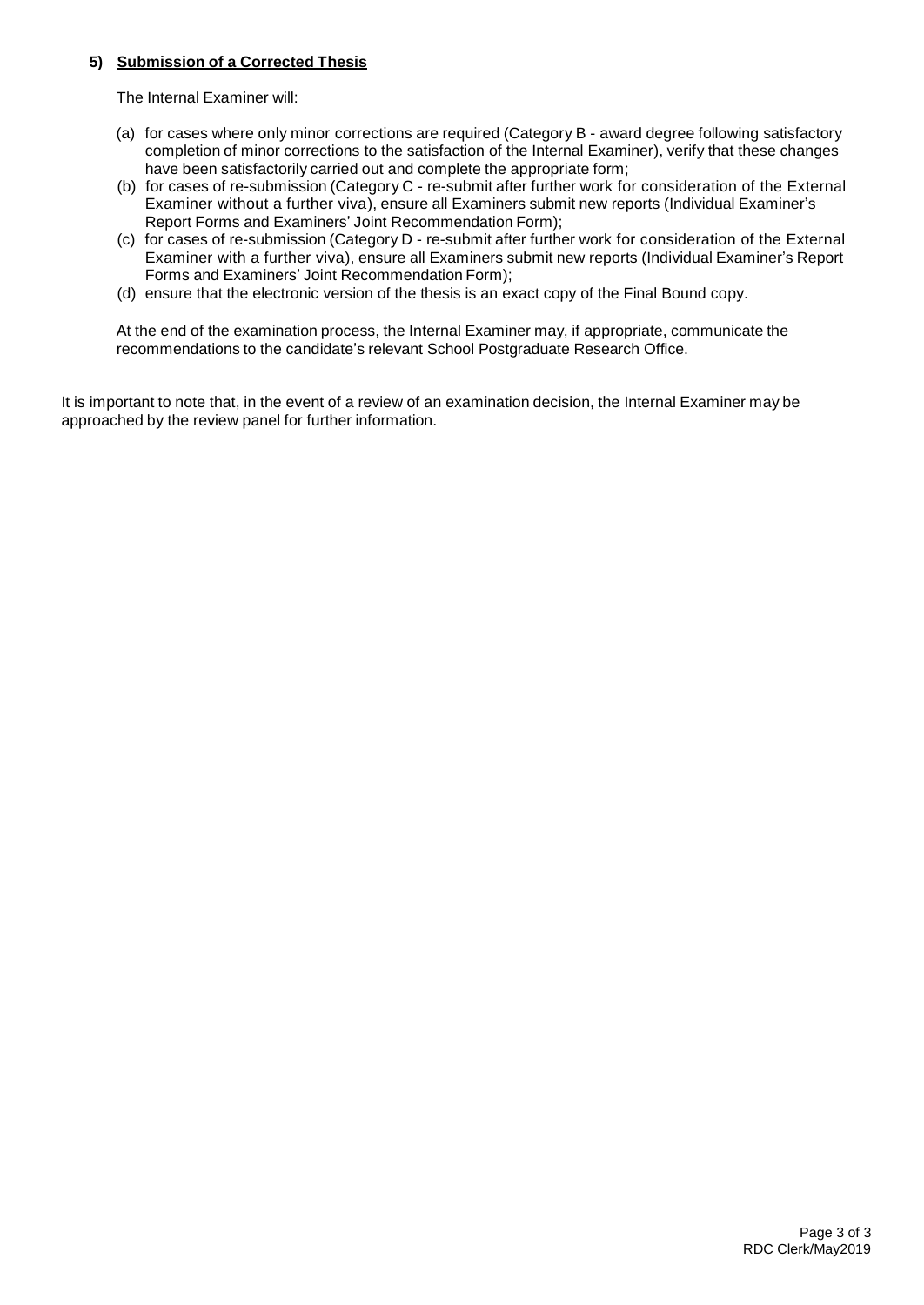### 5) Submission of a Corrected Thesis

The Internal Examiner will:

(a) for cases where only minor corrections are required (Category B - award degree following satisfactory completion of minor corrections to the satisfaction of the Internal Examiner), verify that these changes have been satisfactorily carried out and complete the appropriate form;

(b) for cases of re-submission (Category C - re-submit after further work for consideration of the External Examiner without a further viva), ensure all Examiners submit new reports (Individual Examiner's Report Forms and Examiners' Joint Recommendation Form);

(c) for cases of re-submission (Category D - re-submit after further work for consideration of the External Examiner with a further viva), ensure all Examiners submit new reports (Individual Examiner's Report Forms and Examiners' Joint Recommendation Form);

(d) ensure that the electronic version of the thesis is an exact copy of the Final Bound copy.

At the end of the examination process, the Internal Examiner may, if appropriate, communicate the recommendations to the candidate's relevant School Postgraduate Research Office.

It is important to note that, in the event of a review of an examination decision, the Internal Examiner may be approached by the review panel for further information.

RDC Clerk/May2019